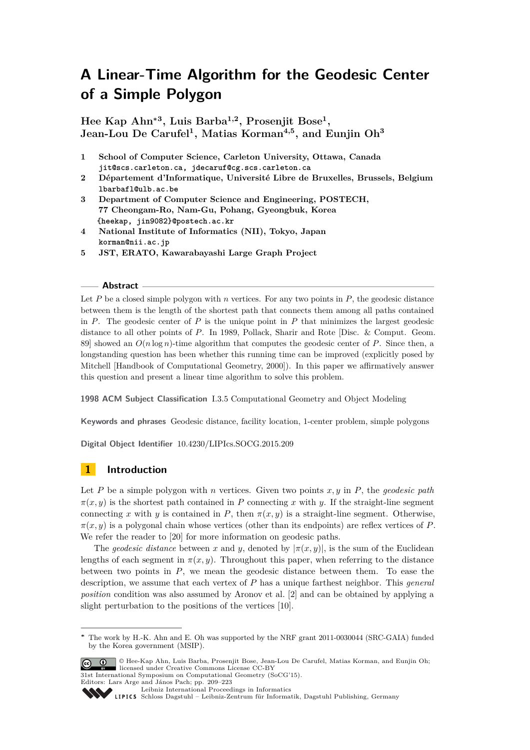# A Linear-Time Algorithm for the Geodesic Center of a Simple Polygon

**Hee Kap Ahn[*3], Luis Barba[1,2], Prosenjit Bose[1], Jean-Lou De Carufel[1], Matias Korman[4,5], and Eunjin Oh[3]**

1. **School of Computer Science, Carleton University, Ottawa, Canada**
   `jit@scs.carleton.ca, jdecaruf@cg.scs.carleton.ca`
2. **Département d'Informatique, Université Libre de Bruxelles, Brussels, Belgium**
   `lbarbafl@ulb.ac.be`
3. **Department of Computer Science and Engineering, POSTECH, 77 Cheongam-Ro, Nam-Gu, Pohang, Gyeongbuk, Korea**
   `{heekap, jin9082}@postech.ac.kr`
4. **National Institute of Informatics (NII), Tokyo, Japan**
   `korman@nii.ac.jp`
5. **JST, ERATO, Kawarabayashi Large Graph Project**

## Abstract

Let $P$ be a closed simple polygon with $n$ vertices. For any two points in $P$, the geodesic distance between them is the length of the shortest path that connects them among all paths contained in $P$. The geodesic center of $P$ is the unique point in $P$ that minimizes the largest geodesic distance to all other points of $P$. In 1989, Pollack, Sharir and Rote [Disc. & Comput. Geom. 89] showed an $O(n \log n)$-time algorithm that computes the geodesic center of $P$. Since then, a longstanding question has been whether this running time can be improved (explicitly posed by Mitchell [Handbook of Computational Geometry, 2000]). In this paper we affirmatively answer this question and present a linear time algorithm to solve this problem.

**1998 ACM Subject Classification** I.3.5 Computational Geometry and Object Modeling

**Keywords and phrases** Geodesic distance, facility location, 1-center problem, simple polygons

**Digital Object Identifier** 10.4230/LIPIcs.SOCG.2015.209

## 1 Introduction

Let $P$ be a simple polygon with $n$ vertices. Given two points $x, y$ in $P$, the *geodesic path* $\pi(x, y)$ is the shortest path contained in $P$ connecting $x$ with $y$. If the straight-line segment connecting $x$ with $y$ is contained in $P$, then $\pi(x, y)$ is a straight-line segment. Otherwise, $\pi(x, y)$ is a polygonal chain whose vertices (other than its endpoints) are reflex vertices of $P$. We refer the reader to [20] for more information on geodesic paths.

The *geodesic distance* between $x$ and $y$, denoted by $|\pi(x, y)|$, is the sum of the Euclidean lengths of each segment in $\pi(x, y)$. Throughout this paper, when referring to the distance between two points in $P$, we mean the geodesic distance between them. To ease the description, we assume that each vertex of $P$ has a unique farthest neighbor. This *general position* condition was also assumed by Aronov et al. [2] and can be obtained by applying a slight perturbation to the positions of the vertices [10].

---

* The work by H.-K. Ahn and E. Oh was supported by the NRF grant 2011-0030044 (SRC-GAIA) funded by the Korea government (MSIP).

© Hee-Kap Ahn, Luis Barba, Prosenjit Bose, Jean-Lou De Carufel, Matias Korman, and Eunjin Oh; licensed under Creative Commons License CC-BY
31st International Symposium on Computational Geometry (SoCG'15).
Editors: Lars Arge and János Pach; pp. 209–223
Leibniz International Proceedings in Informatics
Schloss Dagstuhl – Leibniz-Zentrum für Informatik, Dagstuhl Publishing, Germany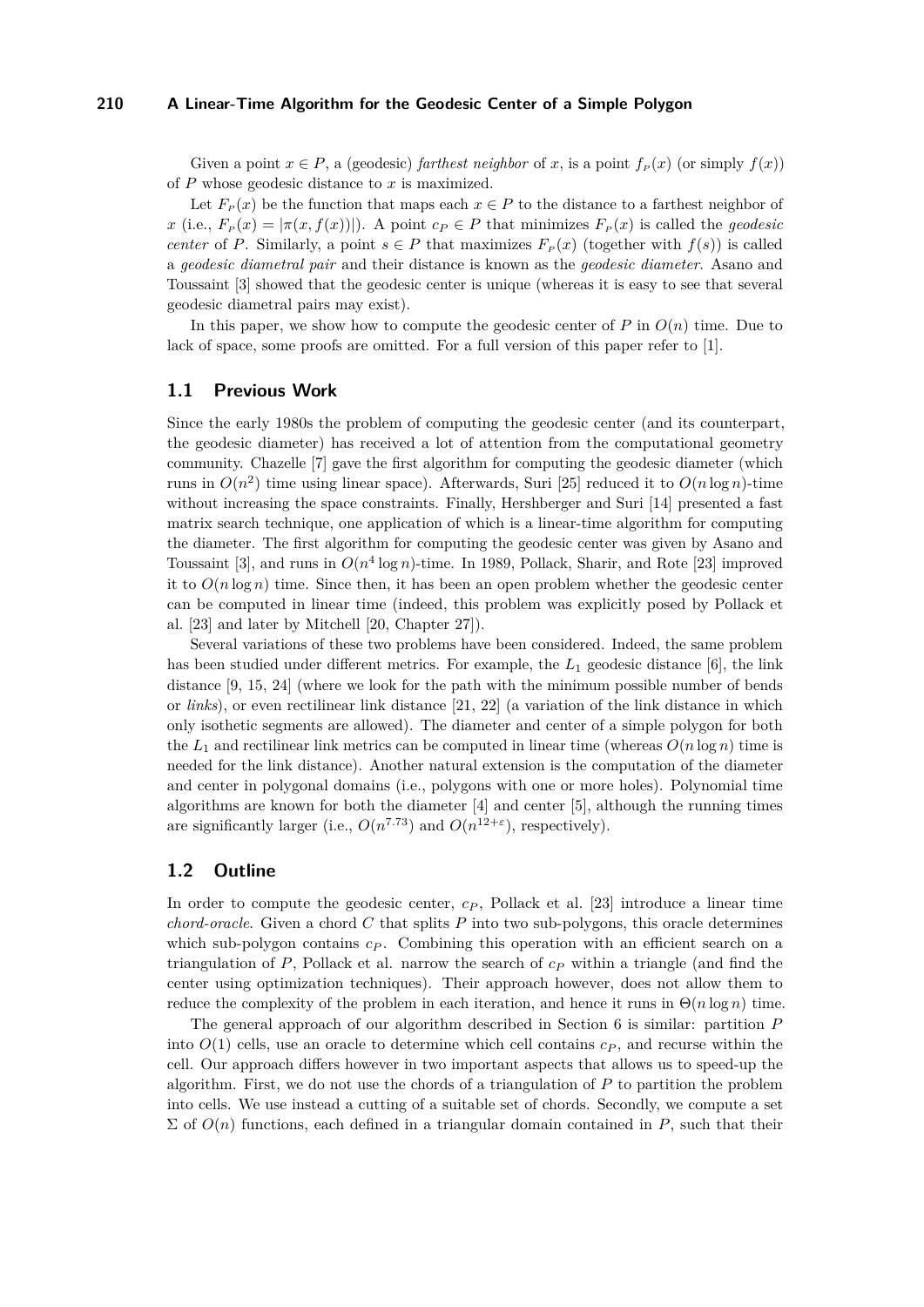Given a point $x \in P$, a (geodesic) *farthest neighbor* of $x$, is a point $f_P(x)$ (or simply $f(x)$) of $P$ whose geodesic distance to $x$ is maximized.

Let $F_P(x)$ be the function that maps each $x \in P$ to the distance to a farthest neighbor of $x$ (i.e., $F_P(x) = |\pi(x, f(x))|$). A point $c_P \in P$ that minimizes $F_P(x)$ is called the *geodesic center* of $P$. Similarly, a point $s \in P$ that maximizes $F_P(x)$ (together with $f(s)$) is called a *geodesic diametral pair* and their distance is known as the *geodesic diameter*. Asano and Toussaint [3] showed that the geodesic center is unique (whereas it is easy to see that several geodesic diametral pairs may exist).

In this paper, we show how to compute the geodesic center of $P$ in $O(n)$ time. Due to lack of space, some proofs are omitted. For a full version of this paper refer to [1].

## 1.1 Previous Work

Since the early 1980s the problem of computing the geodesic center (and its counterpart, the geodesic diameter) has received a lot of attention from the computational geometry community. Chazelle [7] gave the first algorithm for computing the geodesic diameter (which runs in $O(n^2)$ time using linear space). Afterwards, Suri [25] reduced it to $O(n \log n)$-time without increasing the space constraints. Finally, Hershberger and Suri [14] presented a fast matrix search technique, one application of which is a linear-time algorithm for computing the diameter. The first algorithm for computing the geodesic center was given by Asano and Toussaint [3], and runs in $O(n^4 \log n)$-time. In 1989, Pollack, Sharir, and Rote [23] improved it to $O(n \log n)$ time. Since then, it has been an open problem whether the geodesic center can be computed in linear time (indeed, this problem was explicitly posed by Pollack et al. [23] and later by Mitchell [20, Chapter 27]).

Several variations of these two problems have been considered. Indeed, the same problem has been studied under different metrics. For example, the $L_1$ geodesic distance [6], the link distance [9, 15, 24] (where we look for the path with the minimum possible number of bends or *links*), or even rectilinear link distance [21, 22] (a variation of the link distance in which only isothetic segments are allowed). The diameter and center of a simple polygon for both the $L_1$ and rectilinear link metrics can be computed in linear time (whereas $O(n \log n)$ time is needed for the link distance). Another natural extension is the computation of the diameter and center in polygonal domains (i.e., polygons with one or more holes). Polynomial time algorithms are known for both the diameter [4] and center [5], although the running times are significantly larger (i.e., $O(n^{7.73})$ and $O(n^{12+\varepsilon})$, respectively).

## 1.2 Outline

In order to compute the geodesic center, $c_P$, Pollack et al. [23] introduce a linear time *chord-oracle*. Given a chord $C$ that splits $P$ into two sub-polygons, this oracle determines which sub-polygon contains $c_P$. Combining this operation with an efficient search on a triangulation of $P$, Pollack et al. narrow the search of $c_P$ within a triangle (and find the center using optimization techniques). Their approach however, does not allow them to reduce the complexity of the problem in each iteration, and hence it runs in $\Theta(n \log n)$ time.

The general approach of our algorithm described in Section 6 is similar: partition $P$ into $O(1)$ cells, use an oracle to determine which cell contains $c_P$, and recurse within the cell. Our approach differs however in two important aspects that allows us to speed-up the algorithm. First, we do not use the chords of a triangulation of $P$ to partition the problem into cells. We use instead a cutting of a suitable set of chords. Secondly, we compute a set $\Sigma$ of $O(n)$ functions, each defined in a triangular domain contained in $P$, such that their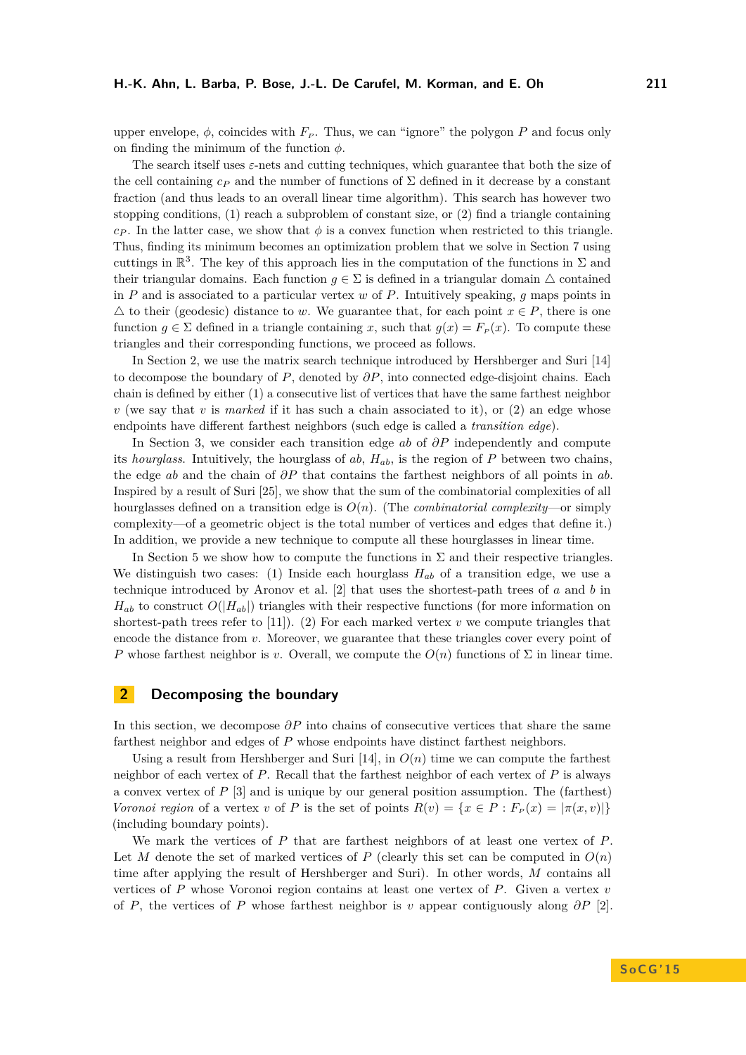upper envelope, $\phi$, coincides with $F_P$. Thus, we can "ignore" the polygon $P$ and focus only on finding the minimum of the function $\phi$.

The search itself uses $\varepsilon$-nets and cutting techniques, which guarantee that both the size of the cell containing $c_P$ and the number of functions of $\Sigma$ defined in it decrease by a constant fraction (and thus leads to an overall linear time algorithm). This search has however two stopping conditions, (1) reach a subproblem of constant size, or (2) find a triangle containing $c_P$. In the latter case, we show that $\phi$ is a convex function when restricted to this triangle. Thus, finding its minimum becomes an optimization problem that we solve in Section 7 using cuttings in $\mathbb{R}^3$. The key of this approach lies in the computation of the functions in $\Sigma$ and their triangular domains. Each function $g \in \Sigma$ is defined in a triangular domain $\triangle$ contained in $P$ and is associated to a particular vertex $w$ of $P$. Intuitively speaking, $g$ maps points in $\triangle$ to their (geodesic) distance to $w$. We guarantee that, for each point $x \in P$, there is one function $g \in \Sigma$ defined in a triangle containing $x$, such that $g(x) = F_P(x)$. To compute these triangles and their corresponding functions, we proceed as follows.

In Section 2, we use the matrix search technique introduced by Hershberger and Suri [14] to decompose the boundary of $P$, denoted by $\partial P$, into connected edge-disjoint chains. Each chain is defined by either (1) a consecutive list of vertices that have the same farthest neighbor $v$ (we say that $v$ is *marked* if it has such a chain associated to it), or (2) an edge whose endpoints have different farthest neighbors (such edge is called a *transition edge*).

In Section 3, we consider each transition edge $ab$ of $\partial P$ independently and compute its *hourglass*. Intuitively, the hourglass of $ab$, $H_{ab}$, is the region of $P$ between two chains, the edge $ab$ and the chain of $\partial P$ that contains the farthest neighbors of all points in $ab$. Inspired by a result of Suri [25], we show that the sum of the combinatorial complexities of all hourglasses defined on a transition edge is $O(n)$. (The *combinatorial complexity*—or simply complexity—of a geometric object is the total number of vertices and edges that define it.) In addition, we provide a new technique to compute all these hourglasses in linear time.

In Section 5 we show how to compute the functions in $\Sigma$ and their respective triangles. We distinguish two cases: (1) Inside each hourglass $H_{ab}$ of a transition edge, we use a technique introduced by Aronov et al. [2] that uses the shortest-path trees of $a$ and $b$ in $H_{ab}$ to construct $O(|H_{ab}|)$ triangles with their respective functions (for more information on shortest-path trees refer to [11]). (2) For each marked vertex $v$ we compute triangles that encode the distance from $v$. Moreover, we guarantee that these triangles cover every point of $P$ whose farthest neighbor is $v$. Overall, we compute the $O(n)$ functions of $\Sigma$ in linear time.

## 2 Decomposing the boundary

In this section, we decompose $\partial P$ into chains of consecutive vertices that share the same farthest neighbor and edges of $P$ whose endpoints have distinct farthest neighbors.

Using a result from Hershberger and Suri [14], in $O(n)$ time we can compute the farthest neighbor of each vertex of $P$. Recall that the farthest neighbor of each vertex of $P$ is always a convex vertex of $P$ [3] and is unique by our general position assumption. The (farthest) *Voronoi region* of a vertex $v$ of $P$ is the set of points $R(v) = \{x \in P : F_P(x) = |\pi(x, v)|\}$ (including boundary points).

We mark the vertices of $P$ that are farthest neighbors of at least one vertex of $P$. Let $M$ denote the set of marked vertices of $P$ (clearly this set can be computed in $O(n)$ time after applying the result of Hershberger and Suri). In other words, $M$ contains all vertices of $P$ whose Voronoi region contains at least one vertex of $P$. Given a vertex $v$ of $P$, the vertices of $P$ whose farthest neighbor is $v$ appear contiguously along $\partial P$ [2].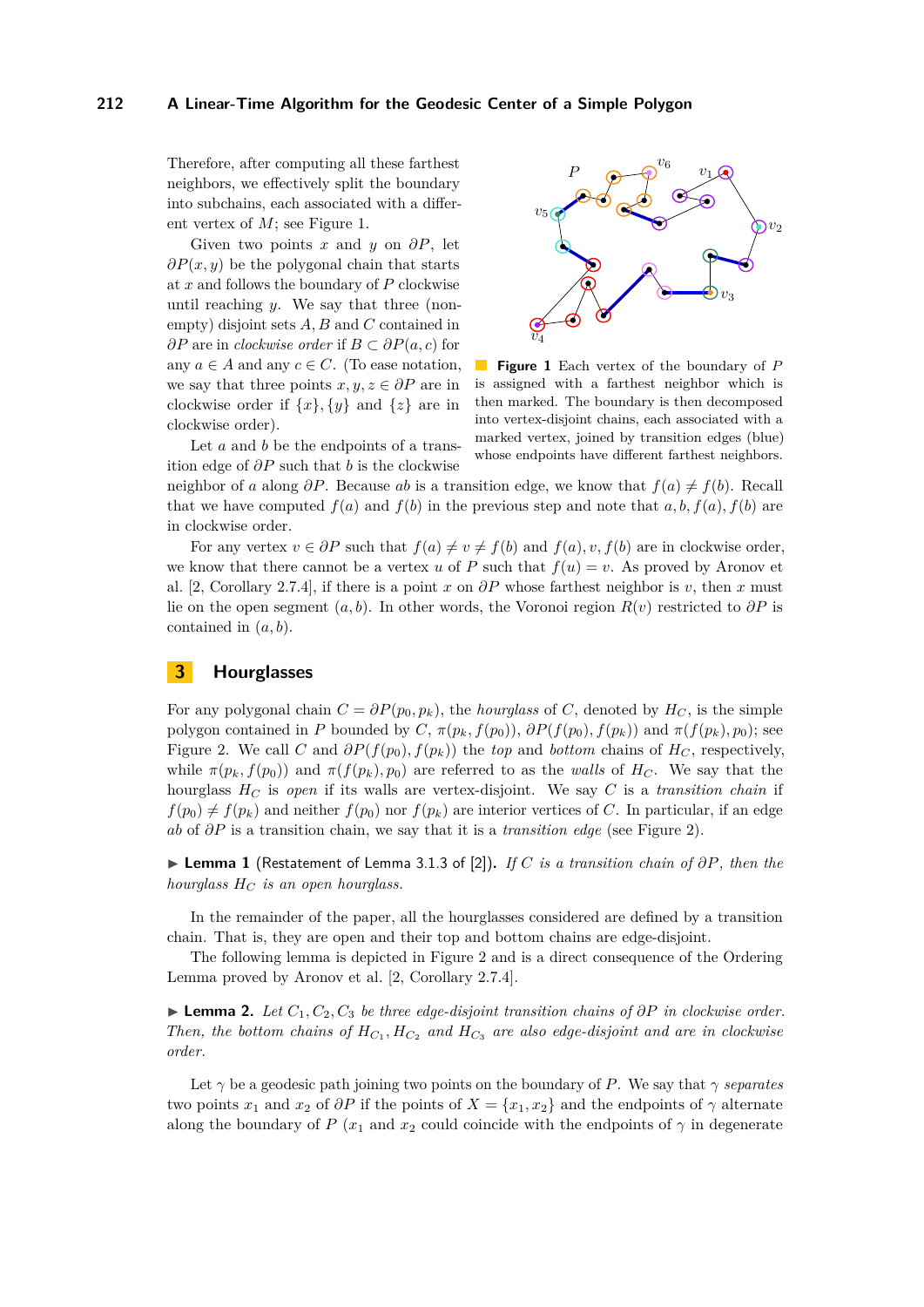Therefore, after computing all these farthest neighbors, we effectively split the boundary into subchains, each associated with a different vertex of $M$; see Figure 1.

Given two points $x$ and $y$ on $\partial P$, let $\partial P(x, y)$ be the polygonal chain that starts at $x$ and follows the boundary of $P$ clockwise until reaching $y$. We say that three (nonempty) disjoint sets $A, B$ and $C$ contained in $\partial P$ are in *clockwise order* if $B \subset \partial P(a, c)$ for any $a \in A$ and any $c \in C$. (To ease notation, we say that three points $x, y, z \in \partial P$ are in clockwise order if $\{x\}, \{y\}$ and $\{z\}$ are in clockwise order).

Let $a$ and $b$ be the endpoints of a transition edge of $\partial P$ such that $b$ is the clockwise neighbor of $a$ along $\partial P$. Because $ab$ is a transition edge, we know that $f(a) \neq f(b)$. Recall that we have computed $f(a)$ and $f(b)$ in the previous step and note that $a, b, f(a), f(b)$ are in clockwise order.

**Figure 1** Each vertex of the boundary of $P$ is assigned with a farthest neighbor which is then marked. The boundary is then decomposed into vertex-disjoint chains, each associated with a marked vertex, joined by transition edges (blue) whose endpoints have different farthest neighbors.

For any vertex $v \in \partial P$ such that $f(a) \neq v \neq f(b)$ and $f(a), v, f(b)$ are in clockwise order, we know that there cannot be a vertex $u$ of $P$ such that $f(u) = v$. As proved by Aronov et al. [2, Corollary 2.7.4], if there is a point $x$ on $\partial P$ whose farthest neighbor is $v$, then $x$ must lie on the open segment $(a, b)$. In other words, the Voronoi region $R(v)$ restricted to $\partial P$ is contained in $(a, b)$.

## 3 Hourglasses

For any polygonal chain $C = \partial P(p_0, p_k)$, the *hourglass* of $C$, denoted by $H_C$, is the simple polygon contained in $P$ bounded by $C$, $\pi(p_k, f(p_0))$, $\partial P(f(p_0), f(p_k))$ and $\pi(f(p_k), p_0)$; see Figure 2. We call $C$ and $\partial P(f(p_0), f(p_k))$ the *top* and *bottom* chains of $H_C$, respectively, while $\pi(p_k, f(p_0))$ and $\pi(f(p_k), p_0)$ are referred to as the *walls* of $H_C$. We say that the hourglass $H_C$ is *open* if its walls are vertex-disjoint. We say $C$ is a *transition chain* if $f(p_0) \neq f(p_k)$ and neither $f(p_0)$ nor $f(p_k)$ are interior vertices of $C$. In particular, if an edge $ab$ of $\partial P$ is a transition chain, we say that it is a *transition edge* (see Figure 2).

▶ **Lemma 1** (Restatement of Lemma 3.1.3 of [2])**.** *If $C$ is a transition chain of $\partial P$, then the hourglass $H_C$ is an open hourglass.*

In the remainder of the paper, all the hourglasses considered are defined by a transition chain. That is, they are open and their top and bottom chains are edge-disjoint.

The following lemma is depicted in Figure 2 and is a direct consequence of the Ordering Lemma proved by Aronov et al. [2, Corollary 2.7.4].

▶ **Lemma 2.** *Let $C_1, C_2, C_3$ be three edge-disjoint transition chains of $\partial P$ in clockwise order. Then, the bottom chains of $H_{C_1}, H_{C_2}$ and $H_{C_3}$ are also edge-disjoint and are in clockwise order.*

Let $\gamma$ be a geodesic path joining two points on the boundary of $P$. We say that $\gamma$ *separates* two points $x_1$ and $x_2$ of $\partial P$ if the points of $X = \{x_1, x_2\}$ and the endpoints of $\gamma$ alternate along the boundary of $P$ ($x_1$ and $x_2$ could coincide with the endpoints of $\gamma$ in degenerate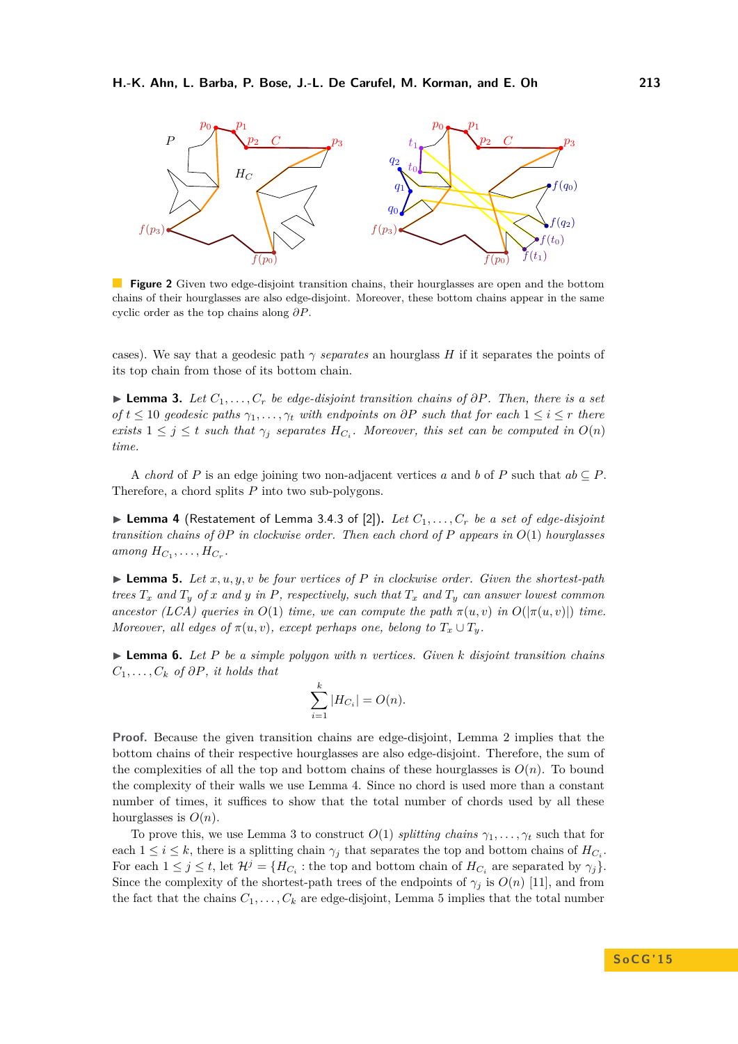**Figure 2** Given two edge-disjoint transition chains, their hourglasses are open and the bottom chains of their hourglasses are also edge-disjoint. Moreover, these bottom chains appear in the same cyclic order as the top chains along $\partial P$.

cases). We say that a geodesic path $\gamma$ *separates* an hourglass $H$ if it separates the points of its top chain from those of its bottom chain.

▶ **Lemma 3.** *Let $C_1, \ldots, C_r$ be edge-disjoint transition chains of $\partial P$. Then, there is a set of $t \leq 10$ geodesic paths $\gamma_1, \ldots, \gamma_t$ with endpoints on $\partial P$ such that for each $1 \leq i \leq r$ there exists $1 \leq j \leq t$ such that $\gamma_j$ separates $H_{C_i}$. Moreover, this set can be computed in $O(n)$ time.*

A *chord* of $P$ is an edge joining two non-adjacent vertices $a$ and $b$ of $P$ such that $ab \subseteq P$. Therefore, a chord splits $P$ into two sub-polygons.

▶ **Lemma 4** (Restatement of Lemma 3.4.3 of [2]). *Let $C_1, \ldots, C_r$ be a set of edge-disjoint transition chains of $\partial P$ in clockwise order. Then each chord of $P$ appears in $O(1)$ hourglasses among $H_{C_1}, \ldots, H_{C_r}$.*

▶ **Lemma 5.** *Let $x, u, y, v$ be four vertices of $P$ in clockwise order. Given the shortest-path trees $T_x$ and $T_y$ of $x$ and $y$ in $P$, respectively, such that $T_x$ and $T_y$ can answer lowest common ancestor (LCA) queries in $O(1)$ time, we can compute the path $\pi(u, v)$ in $O(|\pi(u, v)|)$ time. Moreover, all edges of $\pi(u, v)$, except perhaps one, belong to $T_x \cup T_y$.*

▶ **Lemma 6.** *Let $P$ be a simple polygon with $n$ vertices. Given $k$ disjoint transition chains $C_1, \ldots, C_k$ of $\partial P$, it holds that*

$$\sum_{i=1}^{k} |H_{C_i}| = O(n).$$

**Proof.** Because the given transition chains are edge-disjoint, Lemma 2 implies that the bottom chains of their respective hourglasses are also edge-disjoint. Therefore, the sum of the complexities of all the top and bottom chains of these hourglasses is $O(n)$. To bound the complexity of their walls we use Lemma 4. Since no chord is used more than a constant number of times, it suffices to show that the total number of chords used by all these hourglasses is $O(n)$.

To prove this, we use Lemma 3 to construct $O(1)$ *splitting chains* $\gamma_1, \ldots, \gamma_t$ such that for each $1 \leq i \leq k$, there is a splitting chain $\gamma_j$ that separates the top and bottom chains of $H_{C_i}$. For each $1 \leq j \leq t$, let $\mathcal{H}^j = \{H_{C_i} :$ the top and bottom chain of $H_{C_i}$ are separated by $\gamma_j\}$. Since the complexity of the shortest-path trees of the endpoints of $\gamma_j$ is $O(n)$ [11], and from the fact that the chains $C_1, \ldots, C_k$ are edge-disjoint, Lemma 5 implies that the total number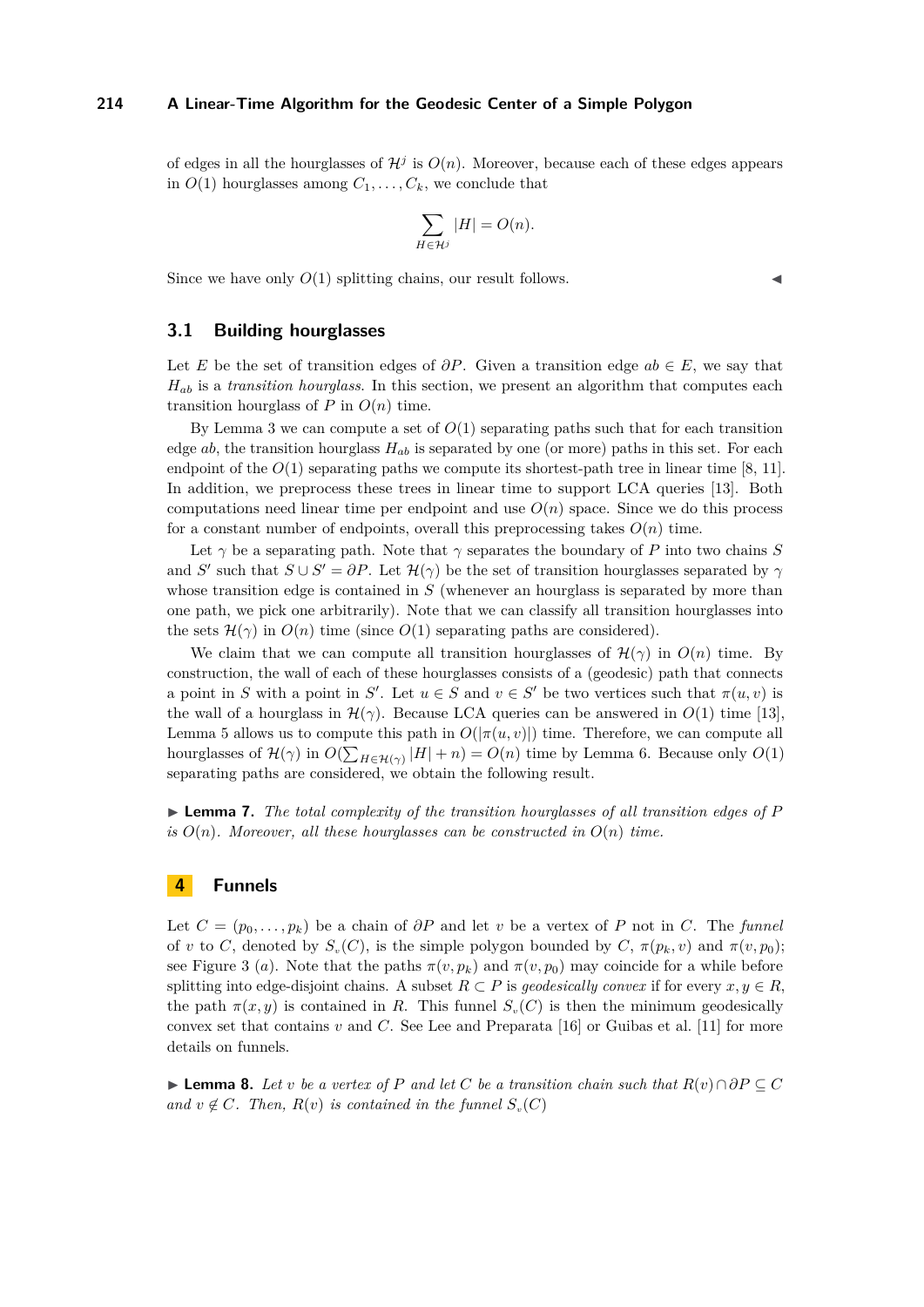of edges in all the hourglasses of $\mathcal{H}^j$ is $O(n)$. Moreover, because each of these edges appears in $O(1)$ hourglasses among $C_1, \dots, C_k$, we conclude that

$$\sum_{H \in \mathcal{H}^j} |H| = O(n).$$

Since we have only $O(1)$ splitting chains, our result follows. ◀

## 3.1 Building hourglasses

Let $E$ be the set of transition edges of $\partial P$. Given a transition edge $ab \in E$, we say that $H_{ab}$ is a *transition hourglass*. In this section, we present an algorithm that computes each transition hourglass of $P$ in $O(n)$ time.

By Lemma 3 we can compute a set of $O(1)$ separating paths such that for each transition edge $ab$, the transition hourglass $H_{ab}$ is separated by one (or more) paths in this set. For each endpoint of the $O(1)$ separating paths we compute its shortest-path tree in linear time [8, 11]. In addition, we preprocess these trees in linear time to support LCA queries [13]. Both computations need linear time per endpoint and use $O(n)$ space. Since we do this process for a constant number of endpoints, overall this preprocessing takes $O(n)$ time.

Let $\gamma$ be a separating path. Note that $\gamma$ separates the boundary of $P$ into two chains $S$ and $S'$ such that $S \cup S' = \partial P$. Let $\mathcal{H}(\gamma)$ be the set of transition hourglasses separated by $\gamma$ whose transition edge is contained in $S$ (whenever an hourglass is separated by more than one path, we pick one arbitrarily). Note that we can classify all transition hourglasses into the sets $\mathcal{H}(\gamma)$ in $O(n)$ time (since $O(1)$ separating paths are considered).

We claim that we can compute all transition hourglasses of $\mathcal{H}(\gamma)$ in $O(n)$ time. By construction, the wall of each of these hourglasses consists of a (geodesic) path that connects a point in $S$ with a point in $S'$. Let $u \in S$ and $v \in S'$ be two vertices such that $\pi(u, v)$ is the wall of a hourglass in $\mathcal{H}(\gamma)$. Because LCA queries can be answered in $O(1)$ time [13], Lemma 5 allows us to compute this path in $O(|\pi(u, v)|)$ time. Therefore, we can compute all hourglasses of $\mathcal{H}(\gamma)$ in $O(\sum_{H \in \mathcal{H}(\gamma)} |H| + n) = O(n)$ time by Lemma 6. Because only $O(1)$ separating paths are considered, we obtain the following result.

▶ **Lemma 7.** *The total complexity of the transition hourglasses of all transition edges of $P$ is $O(n)$. Moreover, all these hourglasses can be constructed in $O(n)$ time.*

# 4 Funnels

Let $C = (p_0, \dots, p_k)$ be a chain of $\partial P$ and let $v$ be a vertex of $P$ not in $C$. The *funnel* of $v$ to $C$, denoted by $S_v(C)$, is the simple polygon bounded by $C$, $\pi(p_k, v)$ and $\pi(v, p_0)$; see Figure 3 $(a)$. Note that the paths $\pi(v, p_k)$ and $\pi(v, p_0)$ may coincide for a while before splitting into edge-disjoint chains. A subset $R \subset P$ is *geodesically convex* if for every $x, y \in R$, the path $\pi(x, y)$ is contained in $R$. This funnel $S_v(C)$ is then the minimum geodesically convex set that contains $v$ and $C$. See Lee and Preparata [16] or Guibas et al. [11] for more details on funnels.

▶ **Lemma 8.** *Let $v$ be a vertex of $P$ and let $C$ be a transition chain such that $R(v) \cap \partial P \subseteq C$ and $v \notin C$. Then, $R(v)$ is contained in the funnel $S_v(C)$*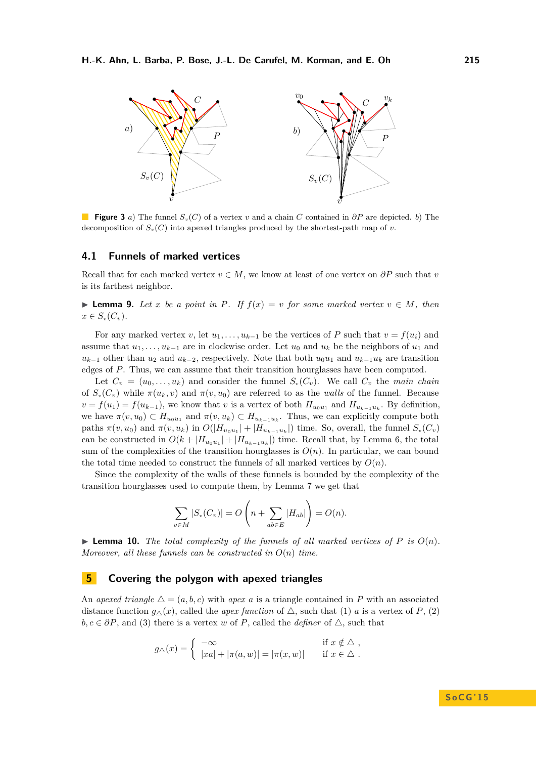**Figure 3** *a)* The funnel $S_v(C)$ of a vertex $v$ and a chain $C$ contained in $\partial P$ are depicted. *b)* The decomposition of $S_v(C)$ into apexed triangles produced by the shortest-path map of $v$.

## 4.1 Funnels of marked vertices

Recall that for each marked vertex $v \in M$, we know at least of one vertex on $\partial P$ such that $v$ is its farthest neighbor.

▶ **Lemma 9.** *Let $x$ be a point in $P$. If $f(x) = v$ for some marked vertex $v \in M$, then $x \in S_v(C_v)$.*

For any marked vertex $v$, let $u_1, \ldots, u_{k-1}$ be the vertices of $P$ such that $v = f(u_i)$ and assume that $u_1, \ldots, u_{k-1}$ are in clockwise order. Let $u_0$ and $u_k$ be the neighbors of $u_1$ and $u_{k-1}$ other than $u_2$ and $u_{k-2}$, respectively. Note that both $u_0u_1$ and $u_{k-1}u_k$ are transition edges of $P$. Thus, we can assume that their transition hourglasses have been computed.

Let $C_v = (u_0, \ldots, u_k)$ and consider the funnel $S_v(C_v)$. We call $C_v$ the *main chain* of $S_v(C_v)$ while $\pi(u_k, v)$ and $\pi(v, u_0)$ are referred to as the *walls* of the funnel. Because $v = f(u_1) = f(u_{k-1})$, we know that $v$ is a vertex of both $H_{u_0u_1}$ and $H_{u_{k-1}u_k}$. By definition, we have $\pi(v, u_0) \subset H_{u_0u_1}$ and $\pi(v, u_k) \subset H_{u_{k-1}u_k}$. Thus, we can explicitly compute both paths $\pi(v, u_0)$ and $\pi(v, u_k)$ in $O(|H_{u_0u_1}| + |H_{u_{k-1}u_k}|)$ time. So, overall, the funnel $S_v(C_v)$ can be constructed in $O(k + |H_{u_0u_1}| + |H_{u_{k-1}u_k}|)$ time. Recall that, by Lemma 6, the total sum of the complexities of the transition hourglasses is $O(n)$. In particular, we can bound the total time needed to construct the funnels of all marked vertices by $O(n)$.

Since the complexity of the walls of these funnels is bounded by the complexity of the transition hourglasses used to compute them, by Lemma 7 we get that

$$\sum_{v \in M} |S_v(C_v)| = O\left(n + \sum_{ab \in E} |H_{ab}|\right) = O(n).$$

▶ **Lemma 10.** *The total complexity of the funnels of all marked vertices of $P$ is $O(n)$. Moreover, all these funnels can be constructed in $O(n)$ time.*

## 5 Covering the polygon with apexed triangles

An *apexed triangle* $\triangle = (a, b, c)$ with *apex* $a$ is a triangle contained in $P$ with an associated distance function $g_\triangle(x)$, called the *apex function* of $\triangle$, such that (1) $a$ is a vertex of $P$, (2) $b, c \in \partial P$, and (3) there is a vertex $w$ of $P$, called the *definer* of $\triangle$, such that

$$g_\triangle(x) = \begin{cases} -\infty & \text{if } x \notin \triangle\ , \\ |xa| + |\pi(a, w)| = |\pi(x, w)| & \text{if } x \in \triangle\ . \end{cases}$$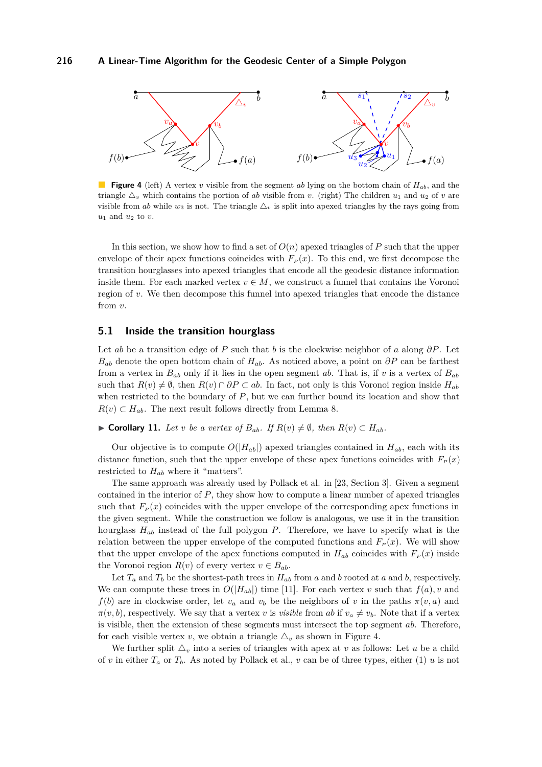**Figure 4** (left) A vertex $v$ visible from the segment $ab$ lying on the bottom chain of $H_{ab}$, and the triangle $\triangle_v$ which contains the portion of $ab$ visible from $v$. (right) The children $u_1$ and $u_2$ of $v$ are visible from $ab$ while $w_3$ is not. The triangle $\triangle_v$ is split into apexed triangles by the rays going from $u_1$ and $u_2$ to $v$.

In this section, we show how to find a set of $O(n)$ apexed triangles of $P$ such that the upper envelope of their apex functions coincides with $F_P(x)$. To this end, we first decompose the transition hourglasses into apexed triangles that encode all the geodesic distance information inside them. For each marked vertex $v \in M$, we construct a funnel that contains the Voronoi region of $v$. We then decompose this funnel into apexed triangles that encode the distance from $v$.

## 5.1 Inside the transition hourglass

Let $ab$ be a transition edge of $P$ such that $b$ is the clockwise neighbor of $a$ along $\partial P$. Let $B_{ab}$ denote the open bottom chain of $H_{ab}$. As noticed above, a point on $\partial P$ can be farthest from a vertex in $B_{ab}$ only if it lies in the open segment $ab$. That is, if $v$ is a vertex of $B_{ab}$ such that $R(v) \neq \emptyset$, then $R(v) \cap \partial P \subset ab$. In fact, not only is this Voronoi region inside $H_{ab}$ when restricted to the boundary of $P$, but we can further bound its location and show that $R(v) \subset H_{ab}$. The next result follows directly from Lemma 8.

▶ **Corollary 11.** *Let $v$ be a vertex of $B_{ab}$. If $R(v) \neq \emptyset$, then $R(v) \subset H_{ab}$.*

Our objective is to compute $O(|H_{ab}|)$ apexed triangles contained in $H_{ab}$, each with its distance function, such that the upper envelope of these apex functions coincides with $F_P(x)$ restricted to $H_{ab}$ where it "matters".

The same approach was already used by Pollack et al. in [23, Section 3]. Given a segment contained in the interior of $P$, they show how to compute a linear number of apexed triangles such that $F_P(x)$ coincides with the upper envelope of the corresponding apex functions in the given segment. While the construction we follow is analogous, we use it in the transition hourglass $H_{ab}$ instead of the full polygon $P$. Therefore, we have to specify what is the relation between the upper envelope of the computed functions and $F_P(x)$. We will show that the upper envelope of the apex functions computed in $H_{ab}$ coincides with $F_P(x)$ inside the Voronoi region $R(v)$ of every vertex $v \in B_{ab}$.

Let $T_a$ and $T_b$ be the shortest-path trees in $H_{ab}$ from $a$ and $b$ rooted at $a$ and $b$, respectively. We can compute these trees in $O(|H_{ab}|)$ time [11]. For each vertex $v$ such that $f(a), v$ and $f(b)$ are in clockwise order, let $v_a$ and $v_b$ be the neighbors of $v$ in the paths $\pi(v, a)$ and $\pi(v, b)$, respectively. We say that a vertex $v$ is *visible* from $ab$ if $v_a \neq v_b$. Note that if a vertex is visible, then the extension of these segments must intersect the top segment $ab$. Therefore, for each visible vertex $v$, we obtain a triangle $\triangle_v$ as shown in Figure 4.

We further split $\triangle_v$ into a series of triangles with apex at $v$ as follows: Let $u$ be a child of $v$ in either $T_a$ or $T_b$. As noted by Pollack et al., $v$ can be of three types, either (1) $u$ is not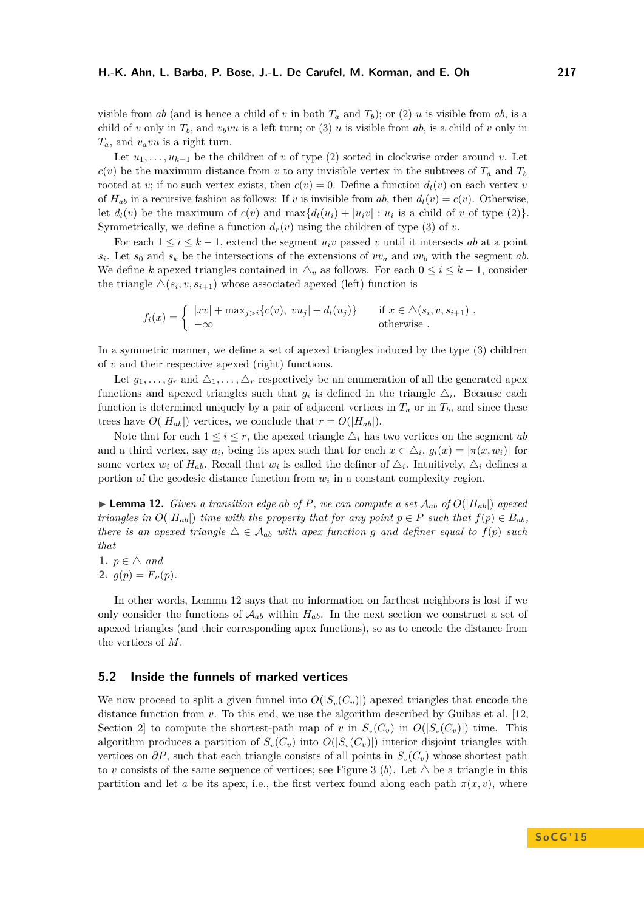visible from $ab$ (and is hence a child of $v$ in both $T_a$ and $T_b$); or (2) $u$ is visible from $ab$, is a child of $v$ only in $T_b$, and $v_b v u$ is a left turn; or (3) $u$ is visible from $ab$, is a child of $v$ only in $T_a$, and $v_a v u$ is a right turn.

Let $u_1, \ldots, u_{k-1}$ be the children of $v$ of type (2) sorted in clockwise order around $v$. Let $c(v)$ be the maximum distance from $v$ to any invisible vertex in the subtrees of $T_a$ and $T_b$ rooted at $v$; if no such vertex exists, then $c(v) = 0$. Define a function $d_l(v)$ on each vertex $v$ of $H_{ab}$ in a recursive fashion as follows: If $v$ is invisible from $ab$, then $d_l(v) = c(v)$. Otherwise, let $d_l(v)$ be the maximum of $c(v)$ and $\max\{d_l(u_i) + |u_i v| : u_i$ is a child of $v$ of type (2)$\}$. Symmetrically, we define a function $d_r(v)$ using the children of type (3) of $v$.

For each $1 \leq i \leq k-1$, extend the segment $u_i v$ passed $v$ until it intersects $ab$ at a point $s_i$. Let $s_0$ and $s_k$ be the intersections of the extensions of $vv_a$ and $vv_b$ with the segment $ab$. We define $k$ apexed triangles contained in $\triangle_v$ as follows. For each $0 \leq i \leq k-1$, consider the triangle $\triangle(s_i, v, s_{i+1})$ whose associated apexed (left) function is

$$f_i(x) = \begin{cases} |xv| + \max_{j>i}\{c(v), |vu_j| + d_l(u_j)\} & \text{if } x \in \triangle(s_i, v, s_{i+1}) , \\ -\infty & \text{otherwise} . \end{cases}$$

In a symmetric manner, we define a set of apexed triangles induced by the type (3) children of $v$ and their respective apexed (right) functions.

Let $g_1, \ldots, g_r$ and $\triangle_1, \ldots, \triangle_r$ respectively be an enumeration of all the generated apex functions and apexed triangles such that $g_i$ is defined in the triangle $\triangle_i$. Because each function is determined uniquely by a pair of adjacent vertices in $T_a$ or in $T_b$, and since these trees have $O(|H_{ab}|)$ vertices, we conclude that $r = O(|H_{ab}|)$.

Note that for each $1 \leq i \leq r$, the apexed triangle $\triangle_i$ has two vertices on the segment $ab$ and a third vertex, say $a_i$, being its apex such that for each $x \in \triangle_i$, $g_i(x) = |\pi(x, w_i)|$ for some vertex $w_i$ of $H_{ab}$. Recall that $w_i$ is called the definer of $\triangle_i$. Intuitively, $\triangle_i$ defines a portion of the geodesic distance function from $w_i$ in a constant complexity region.

**Lemma 12.** *Given a transition edge $ab$ of $P$, we can compute a set $\mathcal{A}_{ab}$ of $O(|H_{ab}|)$ apexed triangles in $O(|H_{ab}|)$ time with the property that for any point $p \in P$ such that $f(p) \in B_{ab}$, there is an apexed triangle $\triangle \in \mathcal{A}_{ab}$ with apex function $g$ and definer equal to $f(p)$ such that*

1. *$p \in \triangle$ and*
2. *$g(p) = F_P(p)$.*

In other words, Lemma 12 says that no information on farthest neighbors is lost if we only consider the functions of $\mathcal{A}_{ab}$ within $H_{ab}$. In the next section we construct a set of apexed triangles (and their corresponding apex functions), so as to encode the distance from the vertices of $M$.

## 5.2 Inside the funnels of marked vertices

We now proceed to split a given funnel into $O(|S_v(C_v)|)$ apexed triangles that encode the distance function from $v$. To this end, we use the algorithm described by Guibas et al. [12, Section 2] to compute the shortest-path map of $v$ in $S_v(C_v)$ in $O(|S_v(C_v)|)$ time. This algorithm produces a partition of $S_v(C_v)$ into $O(|S_v(C_v)|)$ interior disjoint triangles with vertices on $\partial P$, such that each triangle consists of all points in $S_v(C_v)$ whose shortest path to $v$ consists of the same sequence of vertices; see Figure 3 (*b*). Let $\triangle$ be a triangle in this partition and let $a$ be its apex, i.e., the first vertex found along each path $\pi(x, v)$, where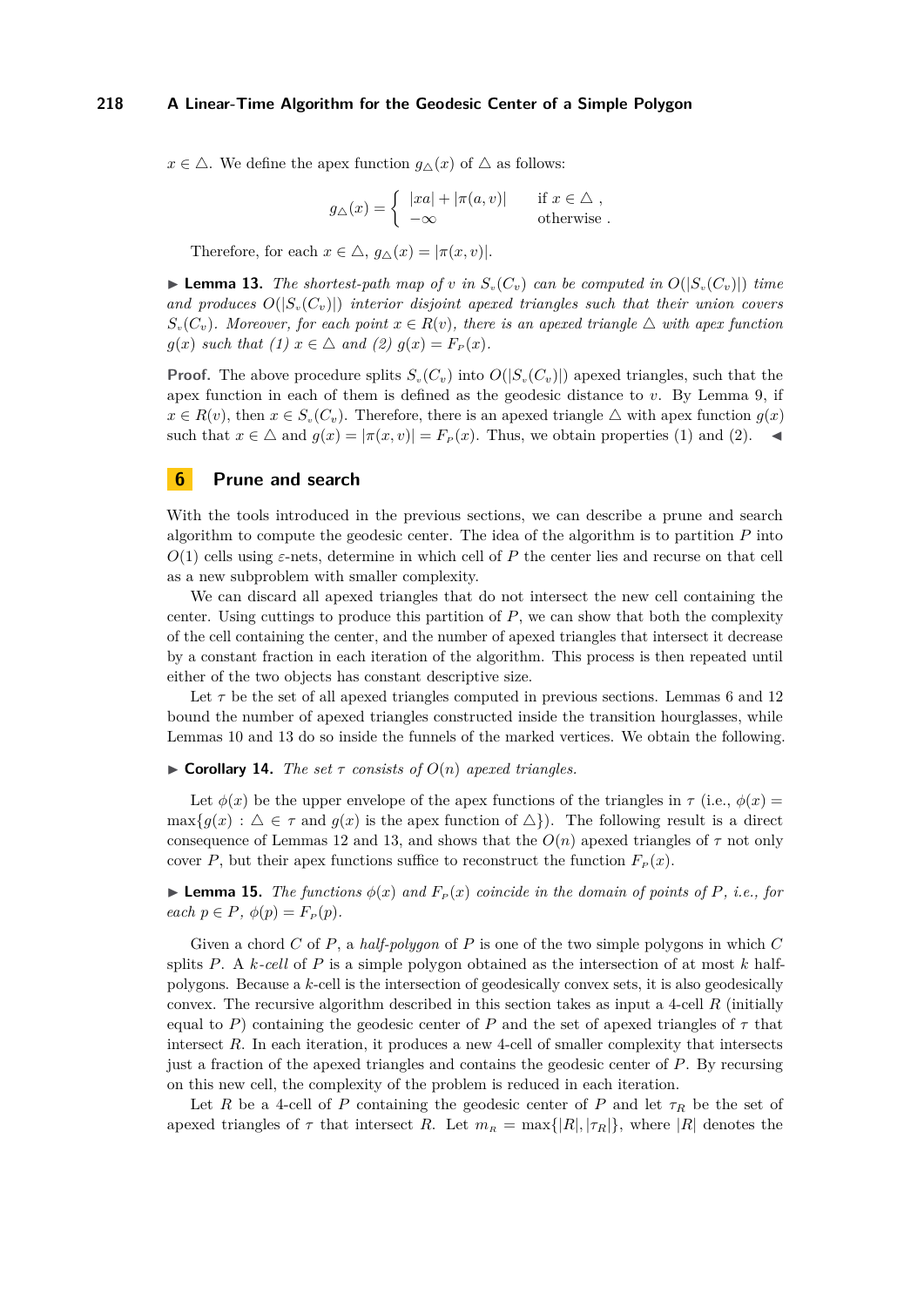$x \in \triangle$. We define the apex function $g_\triangle(x)$ of $\triangle$ as follows:

$$g_\triangle(x) = \begin{cases} |xa| + |\pi(a, v)| & \text{if } x \in \triangle\ , \\ -\infty & \text{otherwise}\ . \end{cases}$$

Therefore, for each $x \in \triangle$, $g_\triangle(x) = |\pi(x, v)|$.

▶ **Lemma 13.** *The shortest-path map of $v$ in $S_v(C_v)$ can be computed in $O(|S_v(C_v)|)$ time and produces $O(|S_v(C_v)|)$ interior disjoint apexed triangles such that their union covers $S_v(C_v)$. Moreover, for each point $x \in R(v)$, there is an apexed triangle $\triangle$ with apex function $g(x)$ such that (1) $x \in \triangle$ and (2) $g(x) = F_P(x)$.*

**Proof.** The above procedure splits $S_v(C_v)$ into $O(|S_v(C_v)|)$ apexed triangles, such that the apex function in each of them is defined as the geodesic distance to $v$. By Lemma 9, if $x \in R(v)$, then $x \in S_v(C_v)$. Therefore, there is an apexed triangle $\triangle$ with apex function $g(x)$ such that $x \in \triangle$ and $g(x) = |\pi(x, v)| = F_P(x)$. Thus, we obtain properties (1) and (2). ◀

## 6 Prune and search

With the tools introduced in the previous sections, we can describe a prune and search algorithm to compute the geodesic center. The idea of the algorithm is to partition $P$ into $O(1)$ cells using $\varepsilon$-nets, determine in which cell of $P$ the center lies and recurse on that cell as a new subproblem with smaller complexity.

We can discard all apexed triangles that do not intersect the new cell containing the center. Using cuttings to produce this partition of $P$, we can show that both the complexity of the cell containing the center, and the number of apexed triangles that intersect it decrease by a constant fraction in each iteration of the algorithm. This process is then repeated until either of the two objects has constant descriptive size.

Let $\tau$ be the set of all apexed triangles computed in previous sections. Lemmas 6 and 12 bound the number of apexed triangles constructed inside the transition hourglasses, while Lemmas 10 and 13 do so inside the funnels of the marked vertices. We obtain the following.

▶ **Corollary 14.** *The set $\tau$ consists of $O(n)$ apexed triangles.*

Let $\phi(x)$ be the upper envelope of the apex functions of the triangles in $\tau$ (i.e., $\phi(x) = \max\{g(x) : \triangle \in \tau \text{ and } g(x) \text{ is the apex function of } \triangle\}$). The following result is a direct consequence of Lemmas 12 and 13, and shows that the $O(n)$ apexed triangles of $\tau$ not only cover $P$, but their apex functions suffice to reconstruct the function $F_P(x)$.

▶ **Lemma 15.** *The functions $\phi(x)$ and $F_P(x)$ coincide in the domain of points of $P$, i.e., for each $p \in P$, $\phi(p) = F_P(p)$.*

Given a chord $C$ of $P$, a *half-polygon* of $P$ is one of the two simple polygons in which $C$ splits $P$. A *$k$-cell* of $P$ is a simple polygon obtained as the intersection of at most $k$ half-polygons. Because a $k$-cell is the intersection of geodesically convex sets, it is also geodesically convex. The recursive algorithm described in this section takes as input a 4-cell $R$ (initially equal to $P$) containing the geodesic center of $P$ and the set of apexed triangles of $\tau$ that intersect $R$. In each iteration, it produces a new 4-cell of smaller complexity that intersects just a fraction of the apexed triangles and contains the geodesic center of $P$. By recursing on this new cell, the complexity of the problem is reduced in each iteration.

Let $R$ be a 4-cell of $P$ containing the geodesic center of $P$ and let $\tau_R$ be the set of apexed triangles of $\tau$ that intersect $R$. Let $m_R = \max\{|R|, |\tau_R|\}$, where $|R|$ denotes the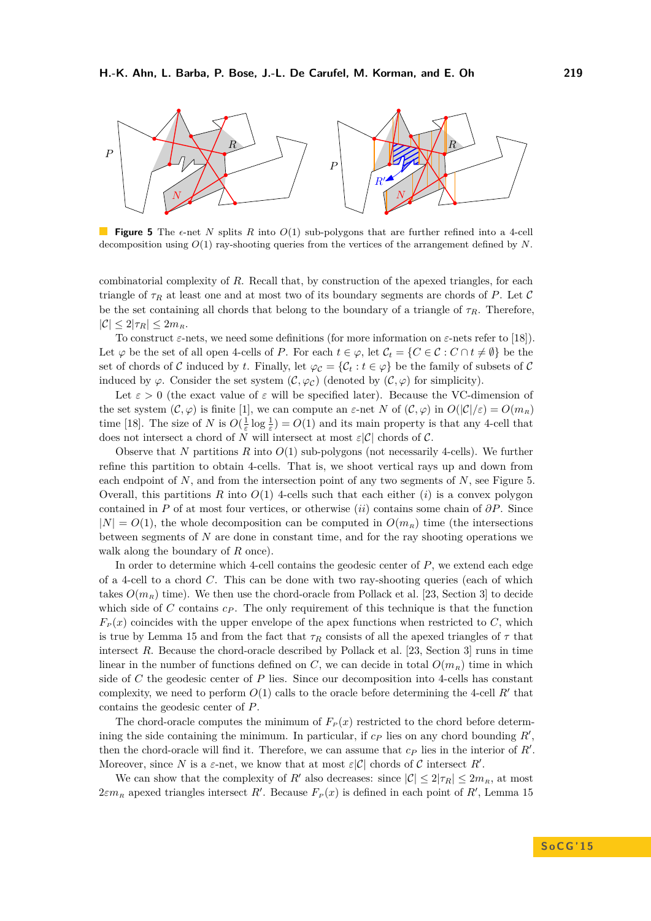**Figure 5** The $\epsilon$-net $N$ splits $R$ into $O(1)$ sub-polygons that are further refined into a 4-cell decomposition using $O(1)$ ray-shooting queries from the vertices of the arrangement defined by $N$.

combinatorial complexity of $R$. Recall that, by construction of the apexed triangles, for each triangle of $\tau_R$ at least one and at most two of its boundary segments are chords of $P$. Let $\mathcal{C}$ be the set containing all chords that belong to the boundary of a triangle of $\tau_R$. Therefore, $|\mathcal{C}| \leq 2|\tau_R| \leq 2m_R$.

To construct $\varepsilon$-nets, we need some definitions (for more information on $\varepsilon$-nets refer to [18]). Let $\varphi$ be the set of all open 4-cells of $P$. For each $t \in \varphi$, let $\mathcal{C}_t = \{C \in \mathcal{C} : C \cap t \neq \emptyset\}$ be the set of chords of $\mathcal{C}$ induced by $t$. Finally, let $\varphi_{\mathcal{C}} = \{\mathcal{C}_t : t \in \varphi\}$ be the family of subsets of $\mathcal{C}$ induced by $\varphi$. Consider the set system $(\mathcal{C}, \varphi_{\mathcal{C}})$ (denoted by $(\mathcal{C}, \varphi)$ for simplicity).

Let $\varepsilon > 0$ (the exact value of $\varepsilon$ will be specified later). Because the VC-dimension of the set system $(\mathcal{C}, \varphi)$ is finite [1], we can compute an $\varepsilon$-net $N$ of $(\mathcal{C}, \varphi)$ in $O(|\mathcal{C}|/\varepsilon) = O(m_R)$ time [18]. The size of $N$ is $O(\frac{1}{\varepsilon} \log \frac{1}{\varepsilon}) = O(1)$ and its main property is that any 4-cell that does not intersect a chord of $N$ will intersect at most $\varepsilon|\mathcal{C}|$ chords of $\mathcal{C}$.

Observe that $N$ partitions $R$ into $O(1)$ sub-polygons (not necessarily 4-cells). We further refine this partition to obtain 4-cells. That is, we shoot vertical rays up and down from each endpoint of $N$, and from the intersection point of any two segments of $N$, see Figure 5. Overall, this partitions $R$ into $O(1)$ 4-cells such that each either $(i)$ is a convex polygon contained in $P$ of at most four vertices, or otherwise $(ii)$ contains some chain of $\partial P$. Since $|N| = O(1)$, the whole decomposition can be computed in $O(m_R)$ time (the intersections between segments of $N$ are done in constant time, and for the ray shooting operations we walk along the boundary of $R$ once).

In order to determine which 4-cell contains the geodesic center of $P$, we extend each edge of a 4-cell to a chord $C$. This can be done with two ray-shooting queries (each of which takes $O(m_R)$ time). We then use the chord-oracle from Pollack et al. [23, Section 3] to decide which side of $C$ contains $c_P$. The only requirement of this technique is that the function $F_P(x)$ coincides with the upper envelope of the apex functions when restricted to $C$, which is true by Lemma 15 and from the fact that $\tau_R$ consists of all the apexed triangles of $\tau$ that intersect $R$. Because the chord-oracle described by Pollack et al. [23, Section 3] runs in time linear in the number of functions defined on $C$, we can decide in total $O(m_R)$ time in which side of $C$ the geodesic center of $P$ lies. Since our decomposition into 4-cells has constant complexity, we need to perform $O(1)$ calls to the oracle before determining the 4-cell $R'$ that contains the geodesic center of $P$.

The chord-oracle computes the minimum of $F_P(x)$ restricted to the chord before determining the side containing the minimum. In particular, if $c_P$ lies on any chord bounding $R'$, then the chord-oracle will find it. Therefore, we can assume that $c_P$ lies in the interior of $R'$. Moreover, since $N$ is a $\varepsilon$-net, we know that at most $\varepsilon|\mathcal{C}|$ chords of $\mathcal{C}$ intersect $R'$.

We can show that the complexity of $R'$ also decreases: since $|\mathcal{C}| \leq 2|\tau_R| \leq 2m_R$, at most $2\varepsilon m_R$ apexed triangles intersect $R'$. Because $F_P(x)$ is defined in each point of $R'$, Lemma 15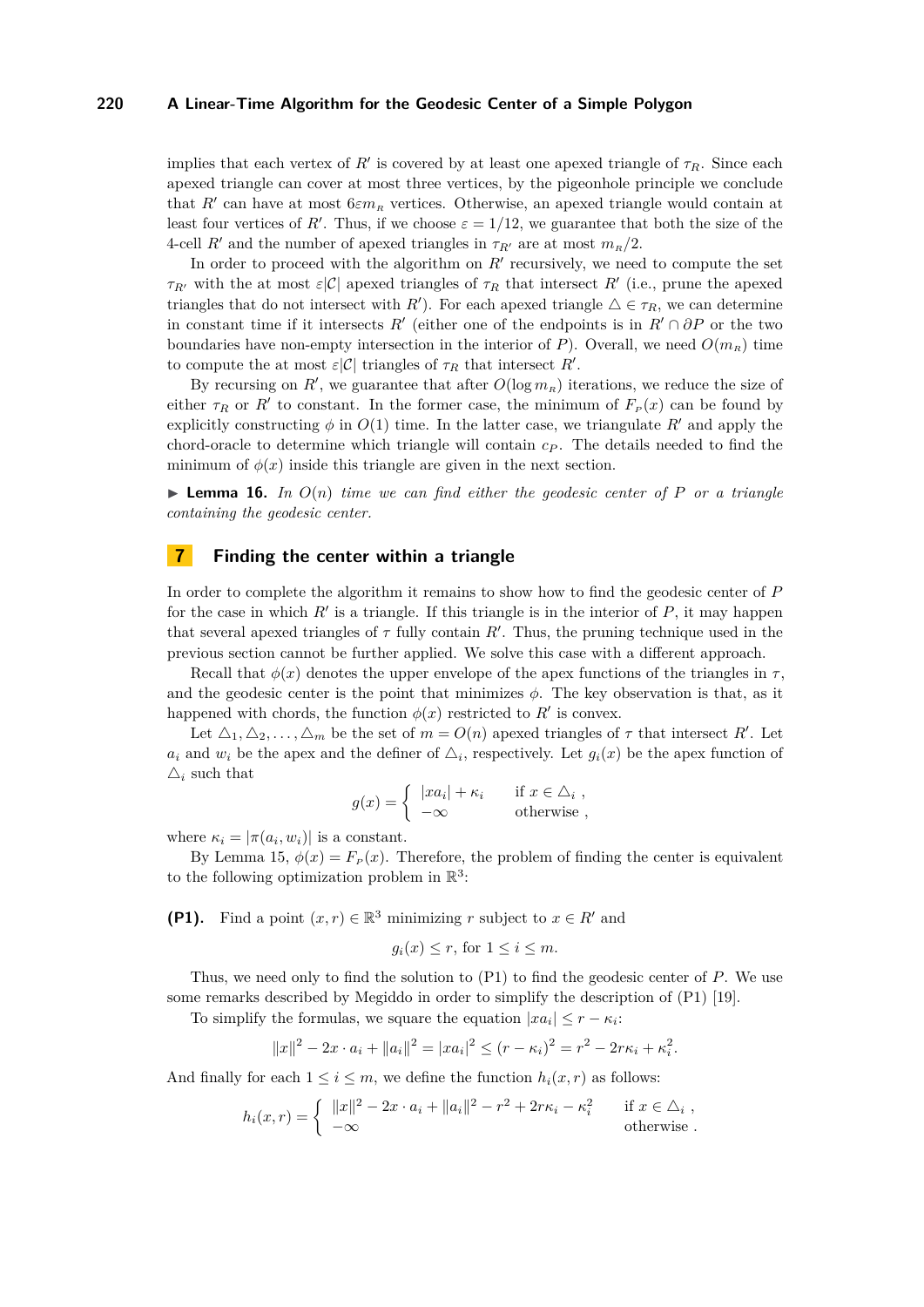implies that each vertex of $R'$ is covered by at least one apexed triangle of $\tau_R$. Since each apexed triangle can cover at most three vertices, by the pigeonhole principle we conclude that $R'$ can have at most $6\varepsilon m_R$ vertices. Otherwise, an apexed triangle would contain at least four vertices of $R'$. Thus, if we choose $\varepsilon = 1/12$, we guarantee that both the size of the 4-cell $R'$ and the number of apexed triangles in $\tau_{R'}$ are at most $m_R/2$.

In order to proceed with the algorithm on $R'$ recursively, we need to compute the set $\tau_{R'}$ with the at most $\varepsilon|\mathcal{C}|$ apexed triangles of $\tau_R$ that intersect $R'$ (i.e., prune the apexed triangles that do not intersect with $R'$). For each apexed triangle $\triangle \in \tau_R$, we can determine in constant time if it intersects $R'$ (either one of the endpoints is in $R' \cap \partial P$ or the two boundaries have non-empty intersection in the interior of $P$). Overall, we need $O(m_R)$ time to compute the at most $\varepsilon|\mathcal{C}|$ triangles of $\tau_R$ that intersect $R'$.

By recursing on $R'$, we guarantee that after $O(\log m_R)$ iterations, we reduce the size of either $\tau_R$ or $R'$ to constant. In the former case, the minimum of $F_P(x)$ can be found by explicitly constructing $\phi$ in $O(1)$ time. In the latter case, we triangulate $R'$ and apply the chord-oracle to determine which triangle will contain $c_P$. The details needed to find the minimum of $\phi(x)$ inside this triangle are given in the next section.

▶ **Lemma 16.** *In $O(n)$ time we can find either the geodesic center of $P$ or a triangle containing the geodesic center.*

## 7 Finding the center within a triangle

In order to complete the algorithm it remains to show how to find the geodesic center of $P$ for the case in which $R'$ is a triangle. If this triangle is in the interior of $P$, it may happen that several apexed triangles of $\tau$ fully contain $R'$. Thus, the pruning technique used in the previous section cannot be further applied. We solve this case with a different approach.

Recall that $\phi(x)$ denotes the upper envelope of the apex functions of the triangles in $\tau$, and the geodesic center is the point that minimizes $\phi$. The key observation is that, as it happened with chords, the function $\phi(x)$ restricted to $R'$ is convex.

Let $\triangle_1, \triangle_2, \ldots, \triangle_m$ be the set of $m = O(n)$ apexed triangles of $\tau$ that intersect $R'$. Let $a_i$ and $w_i$ be the apex and the definer of $\triangle_i$, respectively. Let $g_i(x)$ be the apex function of $\triangle_i$ such that

$$g(x) = \begin{cases} |xa_i| + \kappa_i & \text{if } x \in \triangle_i \ , \\ -\infty & \text{otherwise} \ , \end{cases}$$

where $\kappa_i = |\pi(a_i, w_i)|$ is a constant.

By Lemma 15, $\phi(x) = F_P(x)$. Therefore, the problem of finding the center is equivalent to the following optimization problem in $\mathbb{R}^3$:

**(P1).** Find a point $(x, r) \in \mathbb{R}^3$ minimizing $r$ subject to $x \in R'$ and

$$g_i(x) \leq r, \text{ for } 1 \leq i \leq m.$$

Thus, we need only to find the solution to (P1) to find the geodesic center of $P$. We use some remarks described by Megiddo in order to simplify the description of (P1) [19].

To simplify the formulas, we square the equation $|xa_i| \leq r - \kappa_i$:

$$\|x\|^2 - 2x \cdot a_i + \|a_i\|^2 = |xa_i|^2 \leq (r - \kappa_i)^2 = r^2 - 2r\kappa_i + \kappa_i^2.$$

And finally for each $1 \leq i \leq m$, we define the function $h_i(x, r)$ as follows:

$$h_i(x, r) = \begin{cases} \|x\|^2 - 2x \cdot a_i + \|a_i\|^2 - r^2 + 2r\kappa_i - \kappa_i^2 & \text{if } x \in \triangle_i \ , \\ -\infty & \text{otherwise} \ . \end{cases}$$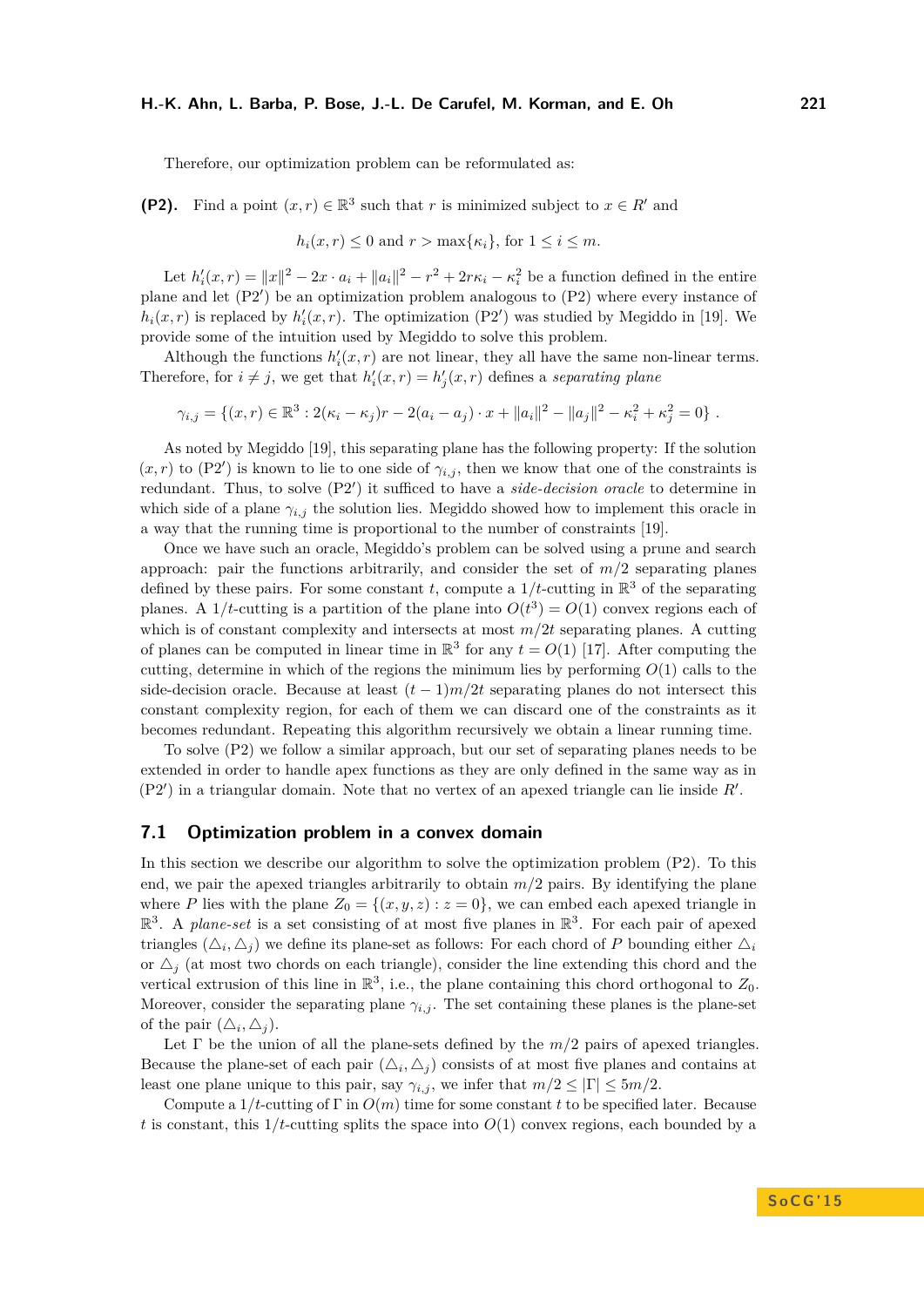Therefore, our optimization problem can be reformulated as:

**(P2).** Find a point $(x, r) \in \mathbb{R}^3$ such that $r$ is minimized subject to $x \in R'$ and

$$h_i(x, r) \leq 0 \text{ and } r > \max\{\kappa_i\}, \text{ for } 1 \leq i \leq m.$$

Let $h'_i(x, r) = \|x\|^2 - 2x \cdot a_i + \|a_i\|^2 - r^2 + 2r\kappa_i - \kappa_i^2$ be a function defined in the entire plane and let (P2′) be an optimization problem analogous to (P2) where every instance of $h_i(x, r)$ is replaced by $h'_i(x, r)$. The optimization (P2′) was studied by Megiddo in [19]. We provide some of the intuition used by Megiddo to solve this problem.

Although the functions $h'_i(x, r)$ are not linear, they all have the same non-linear terms. Therefore, for $i \neq j$, we get that $h'_i(x, r) = h'_j(x, r)$ defines a *separating plane*

$$\gamma_{i,j} = \{(x, r) \in \mathbb{R}^3 : 2(\kappa_i - \kappa_j)r - 2(a_i - a_j) \cdot x + \|a_i\|^2 - \|a_j\|^2 - \kappa_i^2 + \kappa_j^2 = 0\} .$$

As noted by Megiddo [19], this separating plane has the following property: If the solution $(x, r)$ to (P2′) is known to lie to one side of $\gamma_{i,j}$, then we know that one of the constraints is redundant. Thus, to solve (P2′) it sufficed to have a *side-decision oracle* to determine in which side of a plane $\gamma_{i,j}$ the solution lies. Megiddo showed how to implement this oracle in a way that the running time is proportional to the number of constraints [19].

Once we have such an oracle, Megiddo's problem can be solved using a prune and search approach: pair the functions arbitrarily, and consider the set of $m/2$ separating planes defined by these pairs. For some constant $t$, compute a $1/t$-cutting in $\mathbb{R}^3$ of the separating planes. A $1/t$-cutting is a partition of the plane into $O(t^3) = O(1)$ convex regions each of which is of constant complexity and intersects at most $m/2t$ separating planes. A cutting of planes can be computed in linear time in $\mathbb{R}^3$ for any $t = O(1)$ [17]. After computing the cutting, determine in which of the regions the minimum lies by performing $O(1)$ calls to the side-decision oracle. Because at least $(t - 1)m/2t$ separating planes do not intersect this constant complexity region, for each of them we can discard one of the constraints as it becomes redundant. Repeating this algorithm recursively we obtain a linear running time.

To solve (P2) we follow a similar approach, but our set of separating planes needs to be extended in order to handle apex functions as they are only defined in the same way as in (P2′) in a triangular domain. Note that no vertex of an apexed triangle can lie inside $R'$.

## 7.1 Optimization problem in a convex domain

In this section we describe our algorithm to solve the optimization problem (P2). To this end, we pair the apexed triangles arbitrarily to obtain $m/2$ pairs. By identifying the plane where $P$ lies with the plane $Z_0 = \{(x, y, z) : z = 0\}$, we can embed each apexed triangle in $\mathbb{R}^3$. A *plane-set* is a set consisting of at most five planes in $\mathbb{R}^3$. For each pair of apexed triangles $(\triangle_i, \triangle_j)$ we define its plane-set as follows: For each chord of $P$ bounding either $\triangle_i$ or $\triangle_j$ (at most two chords on each triangle), consider the line extending this chord and the vertical extrusion of this line in $\mathbb{R}^3$, i.e., the plane containing this chord orthogonal to $Z_0$. Moreover, consider the separating plane $\gamma_{i,j}$. The set containing these planes is the plane-set of the pair $(\triangle_i, \triangle_j)$.

Let $\Gamma$ be the union of all the plane-sets defined by the $m/2$ pairs of apexed triangles. Because the plane-set of each pair $(\triangle_i, \triangle_j)$ consists of at most five planes and contains at least one plane unique to this pair, say $\gamma_{i,j}$, we infer that $m/2 \leq |\Gamma| \leq 5m/2$.

Compute a $1/t$-cutting of $\Gamma$ in $O(m)$ time for some constant $t$ to be specified later. Because $t$ is constant, this $1/t$-cutting splits the space into $O(1)$ convex regions, each bounded by a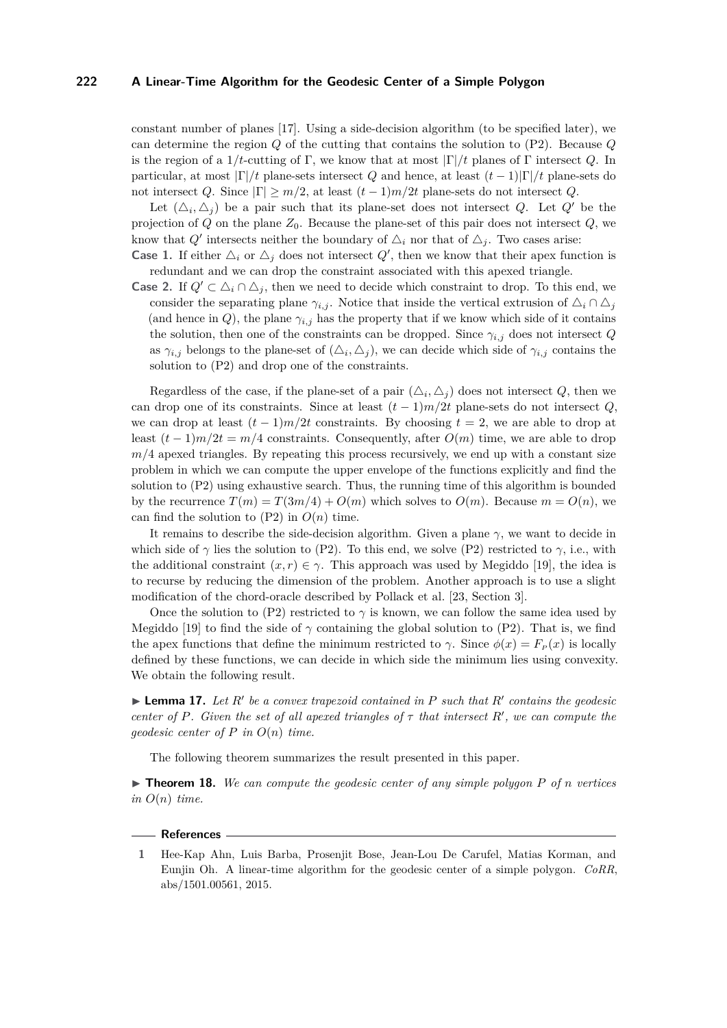constant number of planes [17]. Using a side-decision algorithm (to be specified later), we can determine the region $Q$ of the cutting that contains the solution to (P2). Because $Q$ is the region of a $1/t$-cutting of $\Gamma$, we know that at most $|\Gamma|/t$ planes of $\Gamma$ intersect $Q$. In particular, at most $|\Gamma|/t$ plane-sets intersect $Q$ and hence, at least $(t-1)|\Gamma|/t$ plane-sets do not intersect $Q$. Since $|\Gamma| \geq m/2$, at least $(t-1)m/2t$ plane-sets do not intersect $Q$.

Let $(\triangle_i, \triangle_j)$ be a pair such that its plane-set does not intersect $Q$. Let $Q'$ be the projection of $Q$ on the plane $Z_0$. Because the plane-set of this pair does not intersect $Q$, we know that $Q'$ intersects neither the boundary of $\triangle_i$ nor that of $\triangle_j$. Two cases arise:

**Case 1.** If either $\triangle_i$ or $\triangle_j$ does not intersect $Q'$, then we know that their apex function is redundant and we can drop the constraint associated with this apexed triangle.

**Case 2.** If $Q' \subset \triangle_i \cap \triangle_j$, then we need to decide which constraint to drop. To this end, we consider the separating plane $\gamma_{i,j}$. Notice that inside the vertical extrusion of $\triangle_i \cap \triangle_j$ (and hence in $Q$), the plane $\gamma_{i,j}$ has the property that if we know which side of it contains the solution, then one of the constraints can be dropped. Since $\gamma_{i,j}$ does not intersect $Q$ as $\gamma_{i,j}$ belongs to the plane-set of $(\triangle_i, \triangle_j)$, we can decide which side of $\gamma_{i,j}$ contains the solution to (P2) and drop one of the constraints.

Regardless of the case, if the plane-set of a pair $(\triangle_i, \triangle_j)$ does not intersect $Q$, then we can drop one of its constraints. Since at least $(t-1)m/2t$ plane-sets do not intersect $Q$, we can drop at least $(t-1)m/2t$ constraints. By choosing $t = 2$, we are able to drop at least $(t-1)m/2t = m/4$ constraints. Consequently, after $O(m)$ time, we are able to drop $m/4$ apexed triangles. By repeating this process recursively, we end up with a constant size problem in which we can compute the upper envelope of the functions explicitly and find the solution to (P2) using exhaustive search. Thus, the running time of this algorithm is bounded by the recurrence $T(m) = T(3m/4) + O(m)$ which solves to $O(m)$. Because $m = O(n)$, we can find the solution to (P2) in $O(n)$ time.

It remains to describe the side-decision algorithm. Given a plane $\gamma$, we want to decide in which side of $\gamma$ lies the solution to (P2). To this end, we solve (P2) restricted to $\gamma$, i.e., with the additional constraint $(x, r) \in \gamma$. This approach was used by Megiddo [19], the idea is to recurse by reducing the dimension of the problem. Another approach is to use a slight modification of the chord-oracle described by Pollack et al. [23, Section 3].

Once the solution to (P2) restricted to $\gamma$ is known, we can follow the same idea used by Megiddo [19] to find the side of $\gamma$ containing the global solution to (P2). That is, we find the apex functions that define the minimum restricted to $\gamma$. Since $\phi(x) = F_P(x)$ is locally defined by these functions, we can decide in which side the minimum lies using convexity. We obtain the following result.

► **Lemma 17.** *Let $R'$ be a convex trapezoid contained in $P$ such that $R'$ contains the geodesic center of $P$. Given the set of all apexed triangles of $\tau$ that intersect $R'$, we can compute the geodesic center of $P$ in $O(n)$ time.*

The following theorem summarizes the result presented in this paper.

► **Theorem 18.** *We can compute the geodesic center of any simple polygon $P$ of $n$ vertices in $O(n)$ time.*

## References

1 Hee-Kap Ahn, Luis Barba, Prosenjit Bose, Jean-Lou De Carufel, Matias Korman, and Eunjin Oh. A linear-time algorithm for the geodesic center of a simple polygon. *CoRR*, abs/1501.00561, 2015.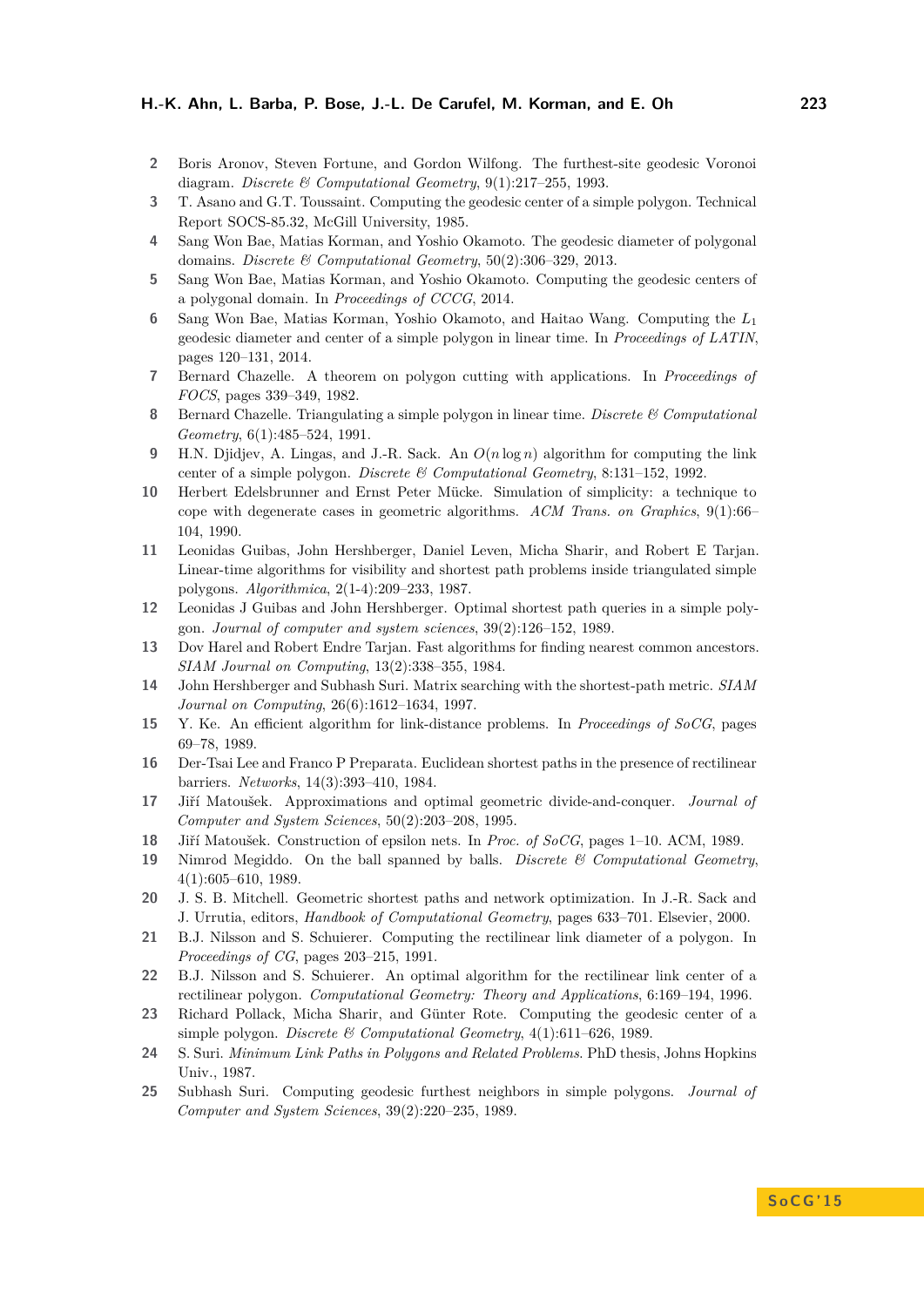2. Boris Aronov, Steven Fortune, and Gordon Wilfong. The furthest-site geodesic Voronoi diagram. *Discrete & Computational Geometry*, 9(1):217–255, 1993.
3. T. Asano and G.T. Toussaint. Computing the geodesic center of a simple polygon. Technical Report SOCS-85.32, McGill University, 1985.
4. Sang Won Bae, Matias Korman, and Yoshio Okamoto. The geodesic diameter of polygonal domains. *Discrete & Computational Geometry*, 50(2):306–329, 2013.
5. Sang Won Bae, Matias Korman, and Yoshio Okamoto. Computing the geodesic centers of a polygonal domain. In *Proceedings of CCCG*, 2014.
6. Sang Won Bae, Matias Korman, Yoshio Okamoto, and Haitao Wang. Computing the $L_1$ geodesic diameter and center of a simple polygon in linear time. In *Proceedings of LATIN*, pages 120–131, 2014.
7. Bernard Chazelle. A theorem on polygon cutting with applications. In *Proceedings of FOCS*, pages 339–349, 1982.
8. Bernard Chazelle. Triangulating a simple polygon in linear time. *Discrete & Computational Geometry*, 6(1):485–524, 1991.
9. H.N. Djidjev, A. Lingas, and J.-R. Sack. An $O(n \log n)$ algorithm for computing the link center of a simple polygon. *Discrete & Computational Geometry*, 8:131–152, 1992.
10. Herbert Edelsbrunner and Ernst Peter Mücke. Simulation of simplicity: a technique to cope with degenerate cases in geometric algorithms. *ACM Trans. on Graphics*, 9(1):66–104, 1990.
11. Leonidas Guibas, John Hershberger, Daniel Leven, Micha Sharir, and Robert E Tarjan. Linear-time algorithms for visibility and shortest path problems inside triangulated simple polygons. *Algorithmica*, 2(1-4):209–233, 1987.
12. Leonidas J Guibas and John Hershberger. Optimal shortest path queries in a simple polygon. *Journal of computer and system sciences*, 39(2):126–152, 1989.
13. Dov Harel and Robert Endre Tarjan. Fast algorithms for finding nearest common ancestors. *SIAM Journal on Computing*, 13(2):338–355, 1984.
14. John Hershberger and Subhash Suri. Matrix searching with the shortest-path metric. *SIAM Journal on Computing*, 26(6):1612–1634, 1997.
15. Y. Ke. An efficient algorithm for link-distance problems. In *Proceedings of SoCG*, pages 69–78, 1989.
16. Der-Tsai Lee and Franco P Preparata. Euclidean shortest paths in the presence of rectilinear barriers. *Networks*, 14(3):393–410, 1984.
17. Jiří Matoušek. Approximations and optimal geometric divide-and-conquer. *Journal of Computer and System Sciences*, 50(2):203–208, 1995.
18. Jiří Matoušek. Construction of epsilon nets. In *Proc. of SoCG*, pages 1–10. ACM, 1989.
19. Nimrod Megiddo. On the ball spanned by balls. *Discrete & Computational Geometry*, 4(1):605–610, 1989.
20. J. S. B. Mitchell. Geometric shortest paths and network optimization. In J.-R. Sack and J. Urrutia, editors, *Handbook of Computational Geometry*, pages 633–701. Elsevier, 2000.
21. B.J. Nilsson and S. Schuierer. Computing the rectilinear link diameter of a polygon. In *Proceedings of CG*, pages 203–215, 1991.
22. B.J. Nilsson and S. Schuierer. An optimal algorithm for the rectilinear link center of a rectilinear polygon. *Computational Geometry: Theory and Applications*, 6:169–194, 1996.
23. Richard Pollack, Micha Sharir, and Günter Rote. Computing the geodesic center of a simple polygon. *Discrete & Computational Geometry*, 4(1):611–626, 1989.
24. S. Suri. *Minimum Link Paths in Polygons and Related Problems*. PhD thesis, Johns Hopkins Univ., 1987.
25. Subhash Suri. Computing geodesic furthest neighbors in simple polygons. *Journal of Computer and System Sciences*, 39(2):220–235, 1989.